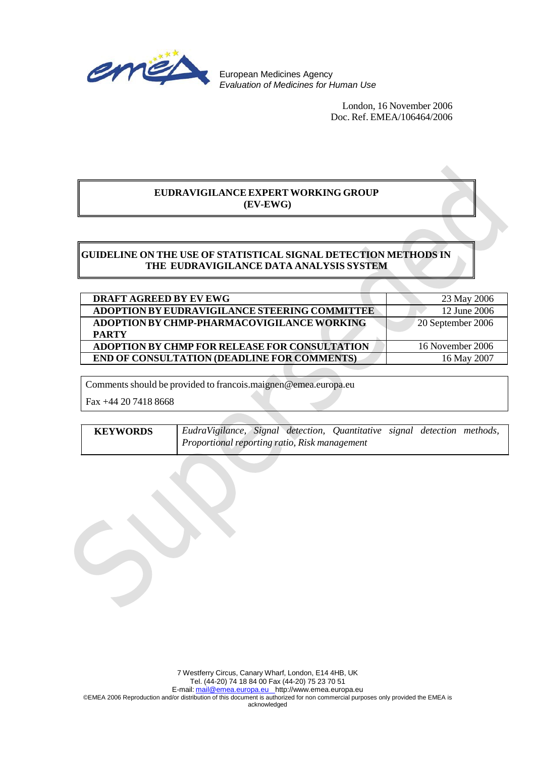European Medicines Agency
*Evaluation of Medicines for Human Use*

London, 16 November 2006
Doc. Ref. EMEA/106464/2006

**EUDRAVIGILANCE EXPERT WORKING GROUP**
**(EV-EWG)**

# GUIDELINE ON THE USE OF STATISTICAL SIGNAL DETECTION METHODS IN THE EUDRAVIGILANCE DATA ANALYSIS SYSTEM

| | |
|---|---|
| **DRAFT AGREED BY EV EWG** | 23 May 2006 |
| **ADOPTION BY EUDRAVIGILANCE STEERING COMMITTEE** | 12 June 2006 |
| **ADOPTION BY CHMP-PHARMACOVIGILANCE WORKING PARTY** | 20 September 2006 |
| **ADOPTION BY CHMP FOR RELEASE FOR CONSULTATION** | 16 November 2006 |
| **END OF CONSULTATION (DEADLINE FOR COMMENTS)** | 16 May 2007 |

Comments should be provided to francois.maignen@emea.europa.eu

Fax +44 20 7418 8668

| | |
|---|---|
| **KEYWORDS** | *EudraVigilance, Signal detection, Quantitative signal detection methods, Proportional reporting ratio, Risk management* |

7 Westferry Circus, Canary Wharf, London, E14 4HB, UK
Tel. (44-20) 74 18 84 00 Fax (44-20) 75 23 70 51
E-mail: mail@emea.europa.eu http://www.emea.europa.eu
©EMEA 2006 Reproduction and/or distribution of this document is authorized for non commercial purposes only provided the EMEA is acknowledged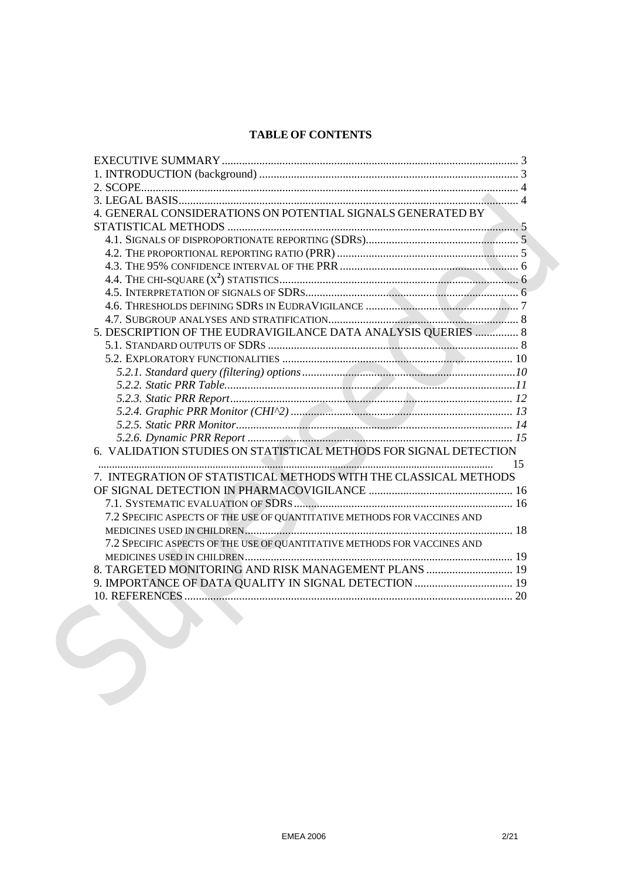**TABLE OF CONTENTS**

EXECUTIVE SUMMARY ........................................................................ 3
1. INTRODUCTION (background) ........................................................................ 3
2. SCOPE ........................................................................ 4
3. LEGAL BASIS ........................................................................ 4
4. GENERAL CONSIDERATIONS ON POTENTIAL SIGNALS GENERATED BY STATISTICAL METHODS ........................................................................ 5
- 4.1. SIGNALS OF DISPROPORTIONATE REPORTING (SDRS) ........................................................................ 5
- 4.2. THE PROPORTIONAL REPORTING RATIO (PRR) ........................................................................ 5
- 4.3. THE 95% CONFIDENCE INTERVAL OF THE PRR ........................................................................ 6
- 4.4. THE CHI-SQUARE ($X^2$) STATISTICS ........................................................................ 6
- 4.5. INTERPRETATION OF SIGNALS OF SDRS ........................................................................ 6
- 4.6. THRESHOLDS DEFINING SDRS IN EUDRAVIGILANCE ........................................................................ 7
- 4.7. SUBGROUP ANALYSES AND STRATIFICATION ........................................................................ 8

5. DESCRIPTION OF THE EUDRAVIGILANCE DATA ANALYSIS QUERIES ........................................................................ 8
- 5.1. STANDARD OUTPUTS OF SDRS ........................................................................ 8
- 5.2. EXPLORATORY FUNCTIONALITIES ........................................................................ 10
  - *5.2.1. Standard query (filtering) options* ........................................................................ *10*
  - *5.2.2. Static PRR Table* ........................................................................ *11*
  - *5.2.3. Static PRR Report* ........................................................................ *12*
  - *5.2.4. Graphic PRR Monitor (CHI^2)* ........................................................................ *13*
  - *5.2.5. Static PRR Monitor* ........................................................................ *14*
  - *5.2.6. Dynamic PRR Report* ........................................................................ *15*

6. VALIDATION STUDIES ON STATISTICAL METHODS FOR SIGNAL DETECTION ........................................................................ 15
7. INTEGRATION OF STATISTICAL METHODS WITH THE CLASSICAL METHODS OF SIGNAL DETECTION IN PHARMACOVIGILANCE ........................................................................ 16
- 7.1. SYSTEMATIC EVALUATION OF SDRS ........................................................................ 16
- 7.2 SPECIFIC ASPECTS OF THE USE OF QUANTITATIVE METHODS FOR VACCINES AND MEDICINES USED IN CHILDREN ........................................................................ 18
- 7.2 SPECIFIC ASPECTS OF THE USE OF QUANTITATIVE METHODS FOR VACCINES AND MEDICINES USED IN CHILDREN ........................................................................ 19

8. TARGETED MONITORING AND RISK MANAGEMENT PLANS ........................................................................ 19
9. IMPORTANCE OF DATA QUALITY IN SIGNAL DETECTION ........................................................................ 19
10. REFERENCES ........................................................................ 20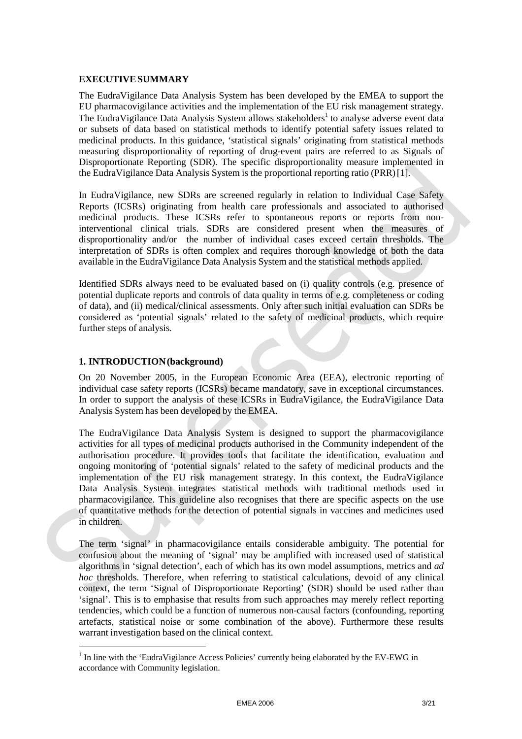**EXECUTIVE SUMMARY**

The EudraVigilance Data Analysis System has been developed by the EMEA to support the EU pharmacovigilance activities and the implementation of the EU risk management strategy. The EudraVigilance Data Analysis System allows stakeholders[1] to analyse adverse event data or subsets of data based on statistical methods to identify potential safety issues related to medicinal products. In this guidance, 'statistical signals' originating from statistical methods measuring disproportionality of reporting of drug-event pairs are referred to as Signals of Disproportionate Reporting (SDR). The specific disproportionality measure implemented in the EudraVigilance Data Analysis System is the proportional reporting ratio (PRR) [1].

In EudraVigilance, new SDRs are screened regularly in relation to Individual Case Safety Reports (ICSRs) originating from health care professionals and associated to authorised medicinal products. These ICSRs refer to spontaneous reports or reports from non-interventional clinical trials. SDRs are considered present when the measures of disproportionality and/or the number of individual cases exceed certain thresholds. The interpretation of SDRs is often complex and requires thorough knowledge of both the data available in the EudraVigilance Data Analysis System and the statistical methods applied.

Identified SDRs always need to be evaluated based on (i) quality controls (e.g. presence of potential duplicate reports and controls of data quality in terms of e.g. completeness or coding of data), and (ii) medical/clinical assessments. Only after such initial evaluation can SDRs be considered as 'potential signals' related to the safety of medicinal products, which require further steps of analysis.

## 1. INTRODUCTION (background)

On 20 November 2005, in the European Economic Area (EEA), electronic reporting of individual case safety reports (ICSRs) became mandatory, save in exceptional circumstances. In order to support the analysis of these ICSRs in EudraVigilance, the EudraVigilance Data Analysis System has been developed by the EMEA.

The EudraVigilance Data Analysis System is designed to support the pharmacovigilance activities for all types of medicinal products authorised in the Community independent of the authorisation procedure. It provides tools that facilitate the identification, evaluation and ongoing monitoring of 'potential signals' related to the safety of medicinal products and the implementation of the EU risk management strategy. In this context, the EudraVigilance Data Analysis System integrates statistical methods with traditional methods used in pharmacovigilance. This guideline also recognises that there are specific aspects on the use of quantitative methods for the detection of potential signals in vaccines and medicines used in children.

The term 'signal' in pharmacovigilance entails considerable ambiguity. The potential for confusion about the meaning of 'signal' may be amplified with increased used of statistical algorithms in 'signal detection', each of which has its own model assumptions, metrics and *ad hoc* thresholds. Therefore, when referring to statistical calculations, devoid of any clinical context, the term 'Signal of Disproportionate Reporting' (SDR) should be used rather than 'signal'. This is to emphasise that results from such approaches may merely reflect reporting tendencies, which could be a function of numerous non-causal factors (confounding, reporting artefacts, statistical noise or some combination of the above). Furthermore these results warrant investigation based on the clinical context.

---

[1] In line with the 'EudraVigilance Access Policies' currently being elaborated by the EV-EWG in accordance with Community legislation.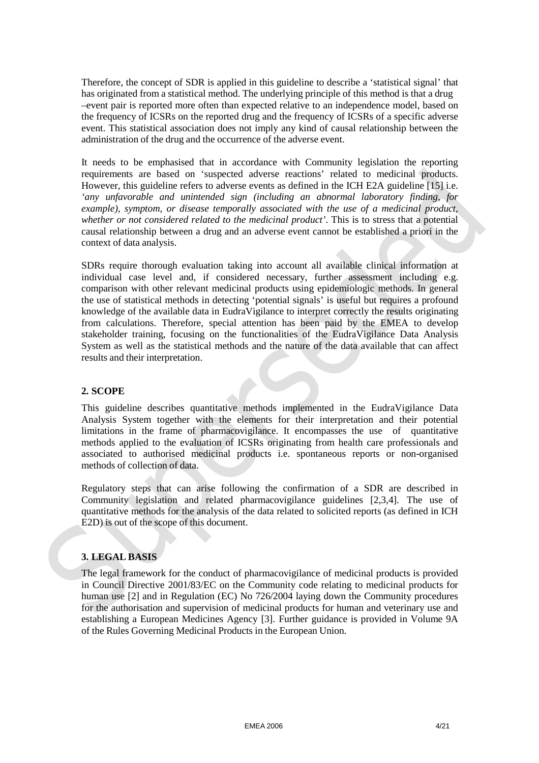Therefore, the concept of SDR is applied in this guideline to describe a 'statistical signal' that has originated from a statistical method. The underlying principle of this method is that a drug –event pair is reported more often than expected relative to an independence model, based on the frequency of ICSRs on the reported drug and the frequency of ICSRs of a specific adverse event. This statistical association does not imply any kind of causal relationship between the administration of the drug and the occurrence of the adverse event.

It needs to be emphasised that in accordance with Community legislation the reporting requirements are based on 'suspected adverse reactions' related to medicinal products. However, this guideline refers to adverse events as defined in the ICH E2A guideline [15] i.e. '*any unfavorable and unintended sign (including an abnormal laboratory finding, for example), symptom, or disease temporally associated with the use of a medicinal product, whether or not considered related to the medicinal product*'. This is to stress that a potential causal relationship between a drug and an adverse event cannot be established a priori in the context of data analysis.

SDRs require thorough evaluation taking into account all available clinical information at individual case level and, if considered necessary, further assessment including e.g. comparison with other relevant medicinal products using epidemiologic methods. In general the use of statistical methods in detecting 'potential signals' is useful but requires a profound knowledge of the available data in EudraVigilance to interpret correctly the results originating from calculations. Therefore, special attention has been paid by the EMEA to develop stakeholder training, focusing on the functionalities of the EudraVigilance Data Analysis System as well as the statistical methods and the nature of the data available that can affect results and their interpretation.

## 2. SCOPE

This guideline describes quantitative methods implemented in the EudraVigilance Data Analysis System together with the elements for their interpretation and their potential limitations in the frame of pharmacovigilance. It encompasses the use of quantitative methods applied to the evaluation of ICSRs originating from health care professionals and associated to authorised medicinal products i.e. spontaneous reports or non-organised methods of collection of data.

Regulatory steps that can arise following the confirmation of a SDR are described in Community legislation and related pharmacovigilance guidelines [2,3,4]. The use of quantitative methods for the analysis of the data related to solicited reports (as defined in ICH E2D) is out of the scope of this document.

## 3. LEGAL BASIS

The legal framework for the conduct of pharmacovigilance of medicinal products is provided in Council Directive 2001/83/EC on the Community code relating to medicinal products for human use [2] and in Regulation (EC) No 726/2004 laying down the Community procedures for the authorisation and supervision of medicinal products for human and veterinary use and establishing a European Medicines Agency [3]. Further guidance is provided in Volume 9A of the Rules Governing Medicinal Products in the European Union.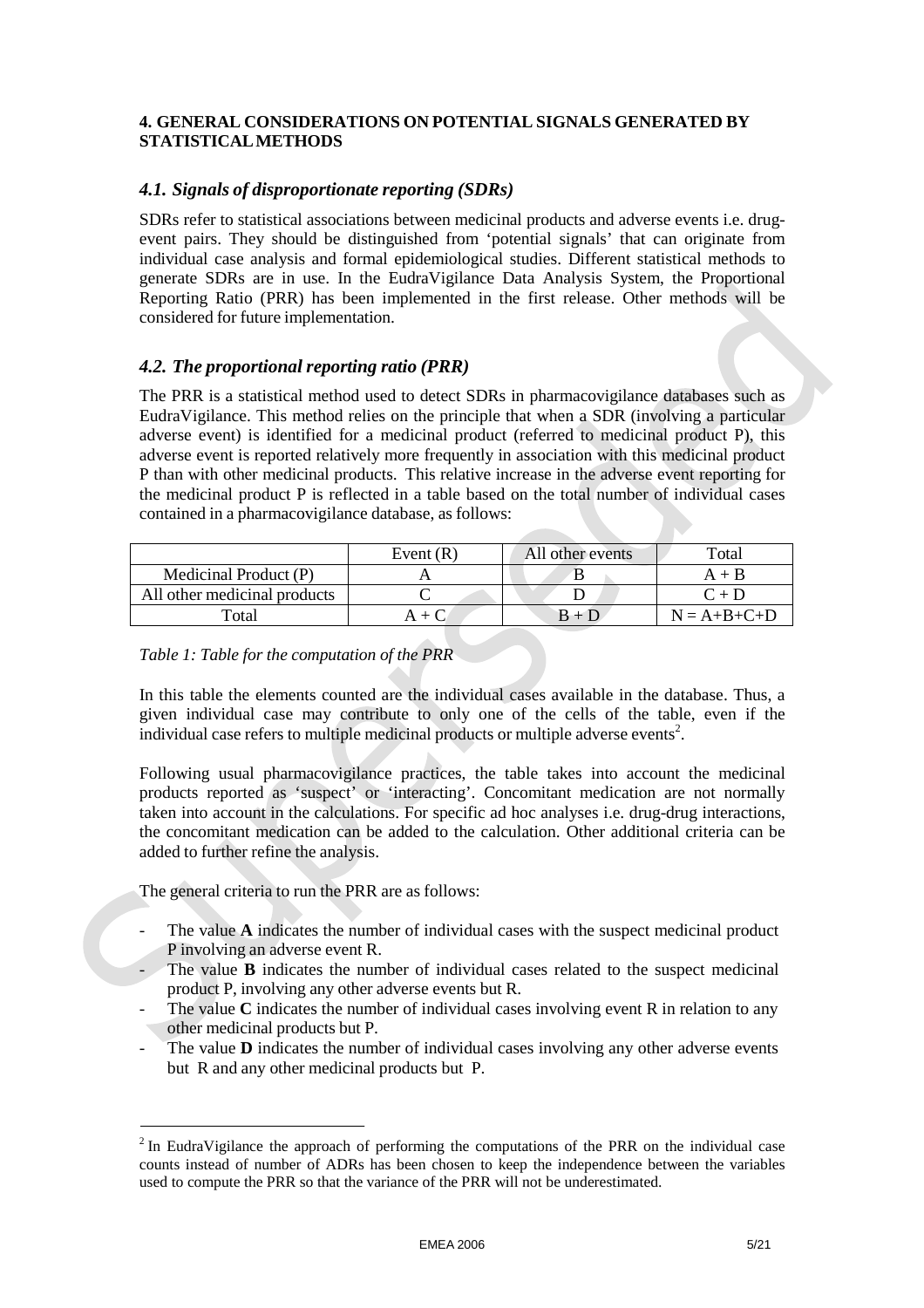**4. GENERAL CONSIDERATIONS ON POTENTIAL SIGNALS GENERATED BY STATISTICAL METHODS**

### *4.1. Signals of disproportionate reporting (SDRs)*

SDRs refer to statistical associations between medicinal products and adverse events i.e. drug-event pairs. They should be distinguished from 'potential signals' that can originate from individual case analysis and formal epidemiological studies. Different statistical methods to generate SDRs are in use. In the EudraVigilance Data Analysis System, the Proportional Reporting Ratio (PRR) has been implemented in the first release. Other methods will be considered for future implementation.

### *4.2. The proportional reporting ratio (PRR)*

The PRR is a statistical method used to detect SDRs in pharmacovigilance databases such as EudraVigilance. This method relies on the principle that when a SDR (involving a particular adverse event) is identified for a medicinal product (referred to medicinal product P), this adverse event is reported relatively more frequently in association with this medicinal product P than with other medicinal products. This relative increase in the adverse event reporting for the medicinal product P is reflected in a table based on the total number of individual cases contained in a pharmacovigilance database, as follows:

| | Event (R) | All other events | Total |
|---|---|---|---|
| Medicinal Product (P) | A | B | A + B |
| All other medicinal products | C | D | C + D |
| Total | A + C | B + D | N = A+B+C+D |

*Table 1: Table for the computation of the PRR*

In this table the elements counted are the individual cases available in the database. Thus, a given individual case may contribute to only one of the cells of the table, even if the individual case refers to multiple medicinal products or multiple adverse events[2].

Following usual pharmacovigilance practices, the table takes into account the medicinal products reported as 'suspect' or 'interacting'. Concomitant medication are not normally taken into account in the calculations. For specific ad hoc analyses i.e. drug-drug interactions, the concomitant medication can be added to the calculation. Other additional criteria can be added to further refine the analysis.

The general criteria to run the PRR are as follows:

- The value **A** indicates the number of individual cases with the suspect medicinal product P involving an adverse event R.
- The value **B** indicates the number of individual cases related to the suspect medicinal product P, involving any other adverse events but R.
- The value **C** indicates the number of individual cases involving event R in relation to any other medicinal products but P.
- The value **D** indicates the number of individual cases involving any other adverse events but R and any other medicinal products but P.

---

[2] In EudraVigilance the approach of performing the computations of the PRR on the individual case counts instead of number of ADRs has been chosen to keep the independence between the variables used to compute the PRR so that the variance of the PRR will not be underestimated.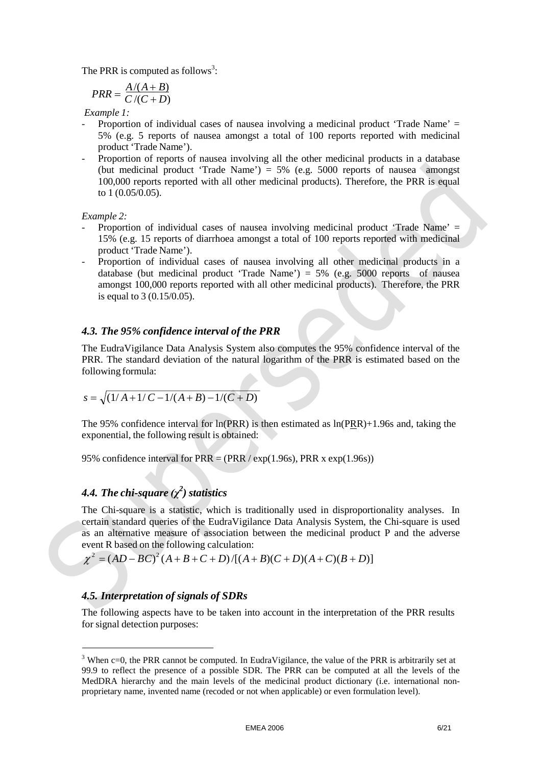The PRR is computed as follows[3]:

$$PRR = \frac{A/(A+B)}{C/(C+D)}$$

*Example 1:*

- Proportion of individual cases of nausea involving a medicinal product 'Trade Name' = 5% (e.g. 5 reports of nausea amongst a total of 100 reports reported with medicinal product 'Trade Name').
- Proportion of reports of nausea involving all the other medicinal products in a database (but medicinal product 'Trade Name') = 5% (e.g. 5000 reports of nausea amongst 100,000 reports reported with all other medicinal products). Therefore, the PRR is equal to 1 (0.05/0.05).

*Example 2:*

- Proportion of individual cases of nausea involving medicinal product 'Trade Name' = 15% (e.g. 15 reports of diarrhoea amongst a total of 100 reports reported with medicinal product 'Trade Name').
- Proportion of individual cases of nausea involving all other medicinal products in a database (but medicinal product 'Trade Name') = 5% (e.g. 5000 reports of nausea amongst 100,000 reports reported with all other medicinal products). Therefore, the PRR is equal to 3 (0.15/0.05).

### *4.3. The 95% confidence interval of the PRR*

The EudraVigilance Data Analysis System also computes the 95% confidence interval of the PRR. The standard deviation of the natural logarithm of the PRR is estimated based on the following formula:

$$s = \sqrt{(1/A + 1/C - 1/(A+B) - 1/(C+D)}$$

The 95% confidence interval for ln(PRR) is then estimated as ln(PRR)+1.96s and, taking the exponential, the following result is obtained:

95% confidence interval for PRR = (PRR / exp(1.96s), PRR x exp(1.96s))

### *4.4. The chi-square ($\chi^2$) statistics*

The Chi-square is a statistic, which is traditionally used in disproportionality analyses. In certain standard queries of the EudraVigilance Data Analysis System, the Chi-square is used as an alternative measure of association between the medicinal product P and the adverse event R based on the following calculation:

$$\chi^2 = (AD - BC)^2 (A+B+C+D)/[(A+B)(C+D)(A+C)(B+D)]$$

### *4.5. Interpretation of signals of SDRs*

The following aspects have to be taken into account in the interpretation of the PRR results for signal detection purposes:

[3] When c=0, the PRR cannot be computed. In EudraVigilance, the value of the PRR is arbitrarily set at 99.9 to reflect the presence of a possible SDR. The PRR can be computed at all the levels of the MedDRA hierarchy and the main levels of the medicinal product dictionary (i.e. international non-proprietary name, invented name (recoded or not when applicable) or even formulation level).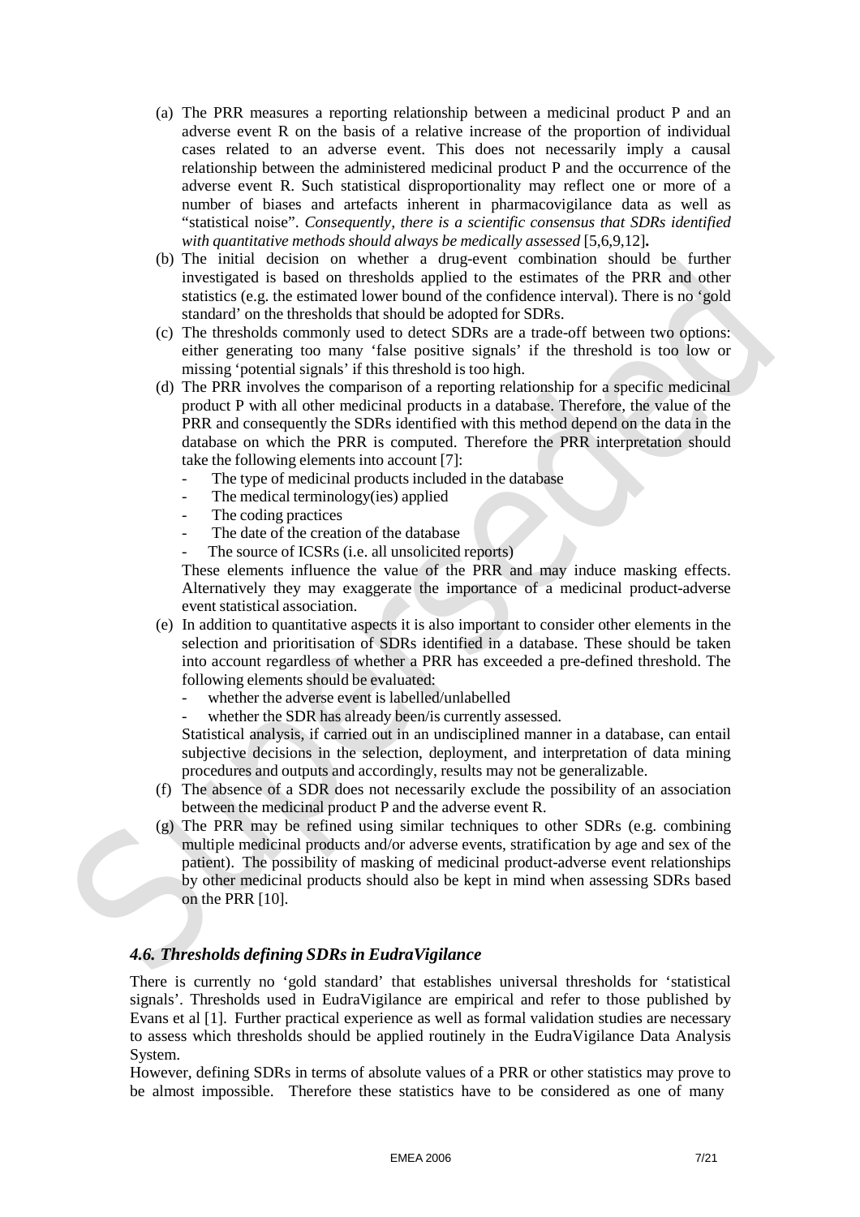(a) The PRR measures a reporting relationship between a medicinal product P and an adverse event R on the basis of a relative increase of the proportion of individual cases related to an adverse event. This does not necessarily imply a causal relationship between the administered medicinal product P and the occurrence of the adverse event R. Such statistical disproportionality may reflect one or more of a number of biases and artefacts inherent in pharmacovigilance data as well as "statistical noise". *Consequently, there is a scientific consensus that SDRs identified with quantitative methods should always be medically assessed* [5,6,9,12]**.**

(b) The initial decision on whether a drug-event combination should be further investigated is based on thresholds applied to the estimates of the PRR and other statistics (e.g. the estimated lower bound of the confidence interval). There is no 'gold standard' on the thresholds that should be adopted for SDRs.

(c) The thresholds commonly used to detect SDRs are a trade-off between two options: either generating too many 'false positive signals' if the threshold is too low or missing 'potential signals' if this threshold is too high.

(d) The PRR involves the comparison of a reporting relationship for a specific medicinal product P with all other medicinal products in a database. Therefore, the value of the PRR and consequently the SDRs identified with this method depend on the data in the database on which the PRR is computed. Therefore the PRR interpretation should take the following elements into account [7]:

- The type of medicinal products included in the database
- The medical terminology(ies) applied
- The coding practices
- The date of the creation of the database
- The source of ICSRs (i.e. all unsolicited reports)

These elements influence the value of the PRR and may induce masking effects. Alternatively they may exaggerate the importance of a medicinal product-adverse event statistical association.

(e) In addition to quantitative aspects it is also important to consider other elements in the selection and prioritisation of SDRs identified in a database. These should be taken into account regardless of whether a PRR has exceeded a pre-defined threshold. The following elements should be evaluated:

- whether the adverse event is labelled/unlabelled
- whether the SDR has already been/is currently assessed.

Statistical analysis, if carried out in an undisciplined manner in a database, can entail subjective decisions in the selection, deployment, and interpretation of data mining procedures and outputs and accordingly, results may not be generalizable.

(f) The absence of a SDR does not necessarily exclude the possibility of an association between the medicinal product P and the adverse event R.

(g) The PRR may be refined using similar techniques to other SDRs (e.g. combining multiple medicinal products and/or adverse events, stratification by age and sex of the patient). The possibility of masking of medicinal product-adverse event relationships by other medicinal products should also be kept in mind when assessing SDRs based on the PRR [10].

### *4.6. Thresholds defining SDRs in EudraVigilance*

There is currently no 'gold standard' that establishes universal thresholds for 'statistical signals'. Thresholds used in EudraVigilance are empirical and refer to those published by Evans et al [1]. Further practical experience as well as formal validation studies are necessary to assess which thresholds should be applied routinely in the EudraVigilance Data Analysis System.

However, defining SDRs in terms of absolute values of a PRR or other statistics may prove to be almost impossible. Therefore these statistics have to be considered as one of many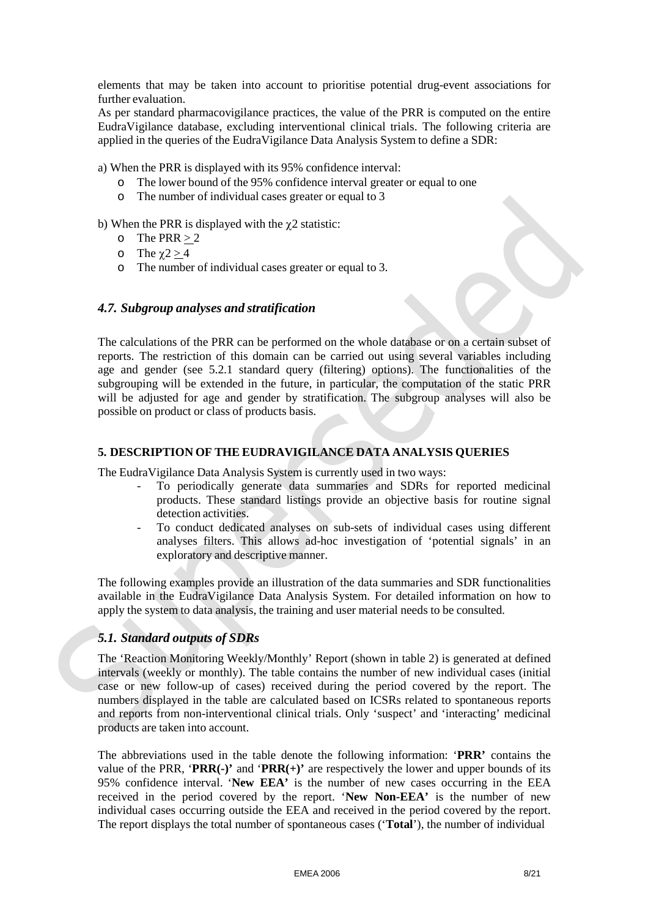elements that may be taken into account to prioritise potential drug-event associations for further evaluation.

As per standard pharmacovigilance practices, the value of the PRR is computed on the entire EudraVigilance database, excluding interventional clinical trials. The following criteria are applied in the queries of the EudraVigilance Data Analysis System to define a SDR:

a) When the PRR is displayed with its 95% confidence interval:

- The lower bound of the 95% confidence interval greater or equal to one
- The number of individual cases greater or equal to 3

b) When the PRR is displayed with the $\chi 2$ statistic:

- The PRR $\geq 2$
- The $\chi 2 \geq 4$
- The number of individual cases greater or equal to 3.

### *4.7. Subgroup analyses and stratification*

The calculations of the PRR can be performed on the whole database or on a certain subset of reports. The restriction of this domain can be carried out using several variables including age and gender (see 5.2.1 standard query (filtering) options). The functionalities of the subgrouping will be extended in the future, in particular, the computation of the static PRR will be adjusted for age and gender by stratification. The subgroup analyses will also be possible on product or class of products basis.

## 5. DESCRIPTION OF THE EUDRAVIGILANCE DATA ANALYSIS QUERIES

The EudraVigilance Data Analysis System is currently used in two ways:

- To periodically generate data summaries and SDRs for reported medicinal products. These standard listings provide an objective basis for routine signal detection activities.
- To conduct dedicated analyses on sub-sets of individual cases using different analyses filters. This allows ad-hoc investigation of 'potential signals' in an exploratory and descriptive manner.

The following examples provide an illustration of the data summaries and SDR functionalities available in the EudraVigilance Data Analysis System. For detailed information on how to apply the system to data analysis, the training and user material needs to be consulted.

### *5.1. Standard outputs of SDRs*

The 'Reaction Monitoring Weekly/Monthly' Report (shown in table 2) is generated at defined intervals (weekly or monthly). The table contains the number of new individual cases (initial case or new follow-up of cases) received during the period covered by the report. The numbers displayed in the table are calculated based on ICSRs related to spontaneous reports and reports from non-interventional clinical trials. Only 'suspect' and 'interacting' medicinal products are taken into account.

The abbreviations used in the table denote the following information: '**PRR'** contains the value of the PRR, '**PRR(-)'** and '**PRR(+)'** are respectively the lower and upper bounds of its 95% confidence interval. '**New EEA'** is the number of new cases occurring in the EEA received in the period covered by the report. '**New Non-EEA'** is the number of new individual cases occurring outside the EEA and received in the period covered by the report. The report displays the total number of spontaneous cases ('**Total**'), the number of individual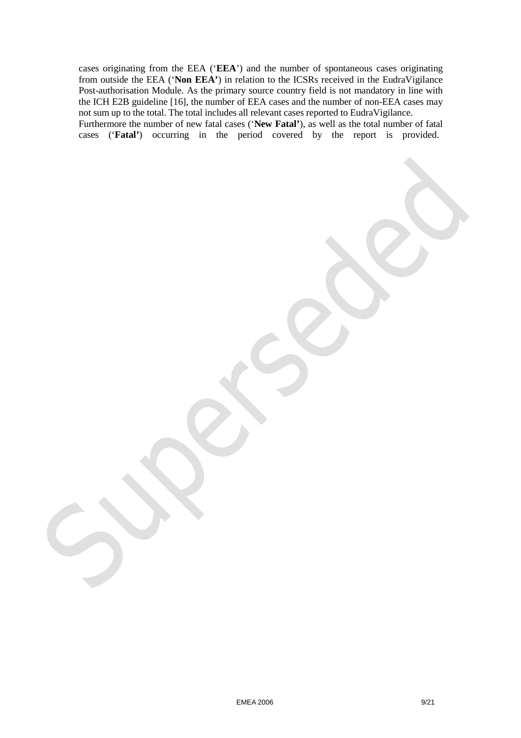cases originating from the EEA ('**EEA**') and the number of spontaneous cases originating from outside the EEA ('**Non EEA'**) in relation to the ICSRs received in the EudraVigilance Post-authorisation Module. As the primary source country field is not mandatory in line with the ICH E2B guideline [16], the number of EEA cases and the number of non-EEA cases may not sum up to the total. The total includes all relevant cases reported to EudraVigilance.

Furthermore the number of new fatal cases ('**New Fatal'**), as well as the total number of fatal cases ('**Fatal'**) occurring in the period covered by the report is provided.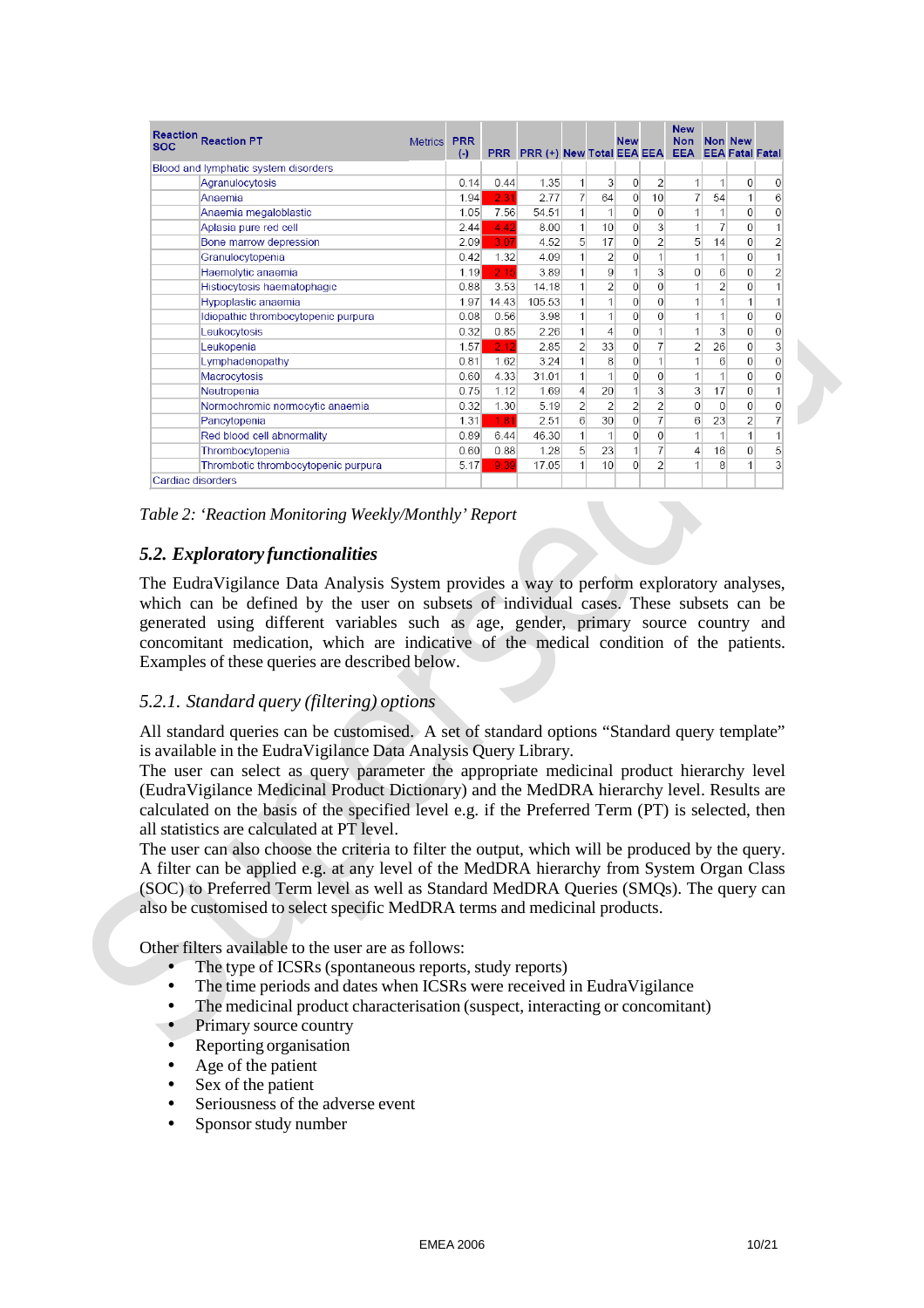| Reaction SOC | Reaction PT | Metrics | PRR (-) | PRR | PRR (+) | New | Total | New EEA | EEA | New Non EEA | Non EEA | New Fatal | Fatal |
|---|---|---|---|---|---|---|---|---|---|---|---|---|---|
| Blood and lymphatic system disorders | | | | | | | | | | | | | |
| | Agranulocytosis | | 0.14 | 0.44 | 1.35 | 1 | 3 | 0 | 2 | 1 | 1 | 0 | 0 |
| | Anaemia | | 1.94 | 2.31 | 2.77 | 7 | 64 | 0 | 10 | 7 | 54 | 1 | 6 |
| | Anaemia megaloblastic | | 1.05 | 7.56 | 54.51 | 1 | 1 | 0 | 0 | 1 | 1 | 0 | 0 |
| | Aplasia pure red cell | | 2.44 | 4.42 | 8.00 | 1 | 10 | 0 | 3 | 1 | 7 | 0 | 1 |
| | Bone marrow depression | | 2.09 | 3.07 | 4.52 | 5 | 17 | 0 | 2 | 5 | 14 | 0 | 2 |
| | Granulocytopenia | | 0.42 | 1.32 | 4.09 | 1 | 2 | 0 | 1 | 1 | 1 | 0 | 1 |
| | Haemolytic anaemia | | 1.19 | 2.15 | 3.89 | 1 | 9 | 1 | 3 | 0 | 6 | 0 | 2 |
| | Histiocytosis haematophagic | | 0.88 | 3.53 | 14.18 | 1 | 2 | 0 | 0 | 1 | 2 | 0 | 1 |
| | Hypoplastic anaemia | | 1.97 | 14.43 | 105.53 | 1 | 1 | 0 | 0 | 1 | 1 | 1 | 1 |
| | Idiopathic thrombocytopenic purpura | | 0.08 | 0.56 | 3.98 | 1 | 1 | 0 | 0 | 1 | 1 | 0 | 0 |
| | Leukocytosis | | 0.32 | 0.85 | 2.26 | 1 | 4 | 0 | 1 | 1 | 3 | 0 | 0 |
| | Leukopenia | | 1.57 | 2.12 | 2.85 | 2 | 33 | 0 | 7 | 2 | 26 | 0 | 3 |
| | Lymphadenopathy | | 0.81 | 1.62 | 3.24 | 1 | 8 | 0 | 1 | 1 | 6 | 0 | 0 |
| | Macrocytosis | | 0.60 | 4.33 | 31.01 | 1 | 1 | 0 | 0 | 1 | 1 | 0 | 0 |
| | Neutropenia | | 0.75 | 1.12 | 1.69 | 4 | 20 | 1 | 3 | 3 | 17 | 0 | 1 |
| | Normochromic normocytic anaemia | | 0.32 | 1.30 | 5.19 | 2 | 2 | 2 | 2 | 0 | 0 | 0 | 0 |
| | Pancytopenia | | 1.31 | 1.81 | 2.51 | 6 | 30 | 0 | 7 | 6 | 23 | 2 | 7 |
| | Red blood cell abnormality | | 0.89 | 6.44 | 46.30 | 1 | 1 | 0 | 0 | 1 | 1 | 1 | 1 |
| | Thrombocytopenia | | 0.60 | 0.88 | 1.28 | 5 | 23 | 1 | 7 | 4 | 16 | 0 | 5 |
| | Thrombotic thrombocytopenic purpura | | 5.17 | 9.39 | 17.05 | 1 | 10 | 0 | 2 | 1 | 8 | 1 | 3 |
| Cardiac disorders | | | | | | | | | | | | | |

*Table 2: 'Reaction Monitoring Weekly/Monthly' Report*

### *5.2. Exploratory functionalities*

The EudraVigilance Data Analysis System provides a way to perform exploratory analyses, which can be defined by the user on subsets of individual cases. These subsets can be generated using different variables such as age, gender, primary source country and concomitant medication, which are indicative of the medical condition of the patients. Examples of these queries are described below.

#### *5.2.1. Standard query (filtering) options*

All standard queries can be customised. A set of standard options "Standard query template" is available in the EudraVigilance Data Analysis Query Library.

The user can select as query parameter the appropriate medicinal product hierarchy level (EudraVigilance Medicinal Product Dictionary) and the MedDRA hierarchy level. Results are calculated on the basis of the specified level e.g. if the Preferred Term (PT) is selected, then all statistics are calculated at PT level.

The user can also choose the criteria to filter the output, which will be produced by the query. A filter can be applied e.g. at any level of the MedDRA hierarchy from System Organ Class (SOC) to Preferred Term level as well as Standard MedDRA Queries (SMQs). The query can also be customised to select specific MedDRA terms and medicinal products.

Other filters available to the user are as follows:

- The type of ICSRs (spontaneous reports, study reports)
- The time periods and dates when ICSRs were received in EudraVigilance
- The medicinal product characterisation (suspect, interacting or concomitant)
- Primary source country
- Reporting organisation
- Age of the patient
- Sex of the patient
- Seriousness of the adverse event
- Sponsor study number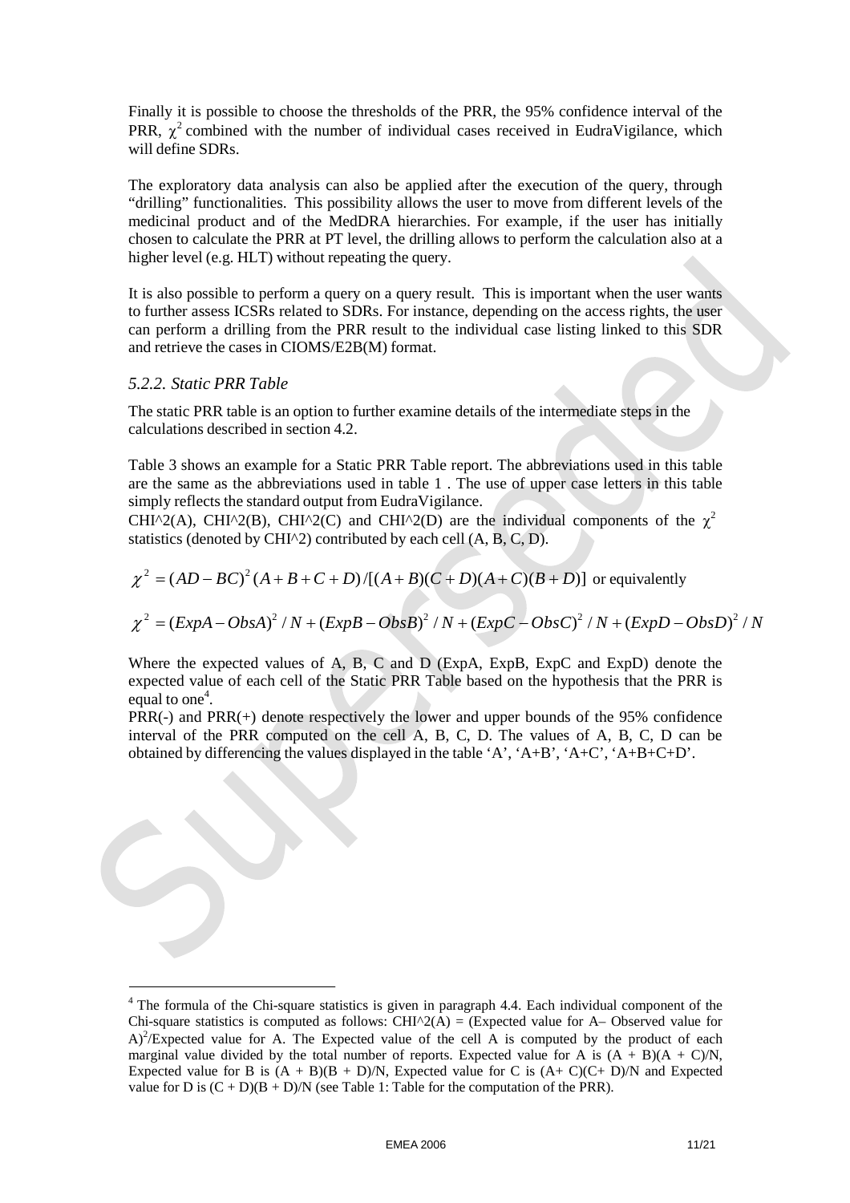Finally it is possible to choose the thresholds of the PRR, the 95% confidence interval of the PRR, $\chi^2$ combined with the number of individual cases received in EudraVigilance, which will define SDRs.

The exploratory data analysis can also be applied after the execution of the query, through "drilling" functionalities. This possibility allows the user to move from different levels of the medicinal product and of the MedDRA hierarchies. For example, if the user has initially chosen to calculate the PRR at PT level, the drilling allows to perform the calculation also at a higher level (e.g. HLT) without repeating the query.

It is also possible to perform a query on a query result. This is important when the user wants to further assess ICSRs related to SDRs. For instance, depending on the access rights, the user can perform a drilling from the PRR result to the individual case listing linked to this SDR and retrieve the cases in CIOMS/E2B(M) format.

### *5.2.2. Static PRR Table*

The static PRR table is an option to further examine details of the intermediate steps in the calculations described in section 4.2.

Table 3 shows an example for a Static PRR Table report. The abbreviations used in this table are the same as the abbreviations used in table 1 . The use of upper case letters in this table simply reflects the standard output from EudraVigilance.
CHI^2(A), CHI^2(B), CHI^2(C) and CHI^2(D) are the individual components of the $\chi^2$ statistics (denoted by CHI^2) contributed by each cell (A, B, C, D).

$$\chi^2 = (AD - BC)^2 (A + B + C + D) / [(A + B)(C + D)(A + C)(B + D)]$$ or equivalently

$$\chi^2 = (ExpA - ObsA)^2 / N + (ExpB - ObsB)^2 / N + (ExpC - ObsC)^2 / N + (ExpD - ObsD)^2 / N$$

Where the expected values of A, B, C and D (ExpA, ExpB, ExpC and ExpD) denote the expected value of each cell of the Static PRR Table based on the hypothesis that the PRR is equal to one[4].
PRR(-) and PRR(+) denote respectively the lower and upper bounds of the 95% confidence interval of the PRR computed on the cell A, B, C, D. The values of A, B, C, D can be obtained by differencing the values displayed in the table 'A', 'A+B', 'A+C', 'A+B+C+D'.

---

[4] The formula of the Chi-square statistics is given in paragraph 4.4. Each individual component of the Chi-square statistics is computed as follows: CHI^2(A) = (Expected value for A– Observed value for A)$^2$/Expected value for A. The Expected value of the cell A is computed by the product of each marginal value divided by the total number of reports. Expected value for A is (A + B)(A + C)/N, Expected value for B is (A + B)(B + D)/N, Expected value for C is (A+ C)(C+ D)/N and Expected value for D is (C + D)(B + D)/N (see Table 1: Table for the computation of the PRR).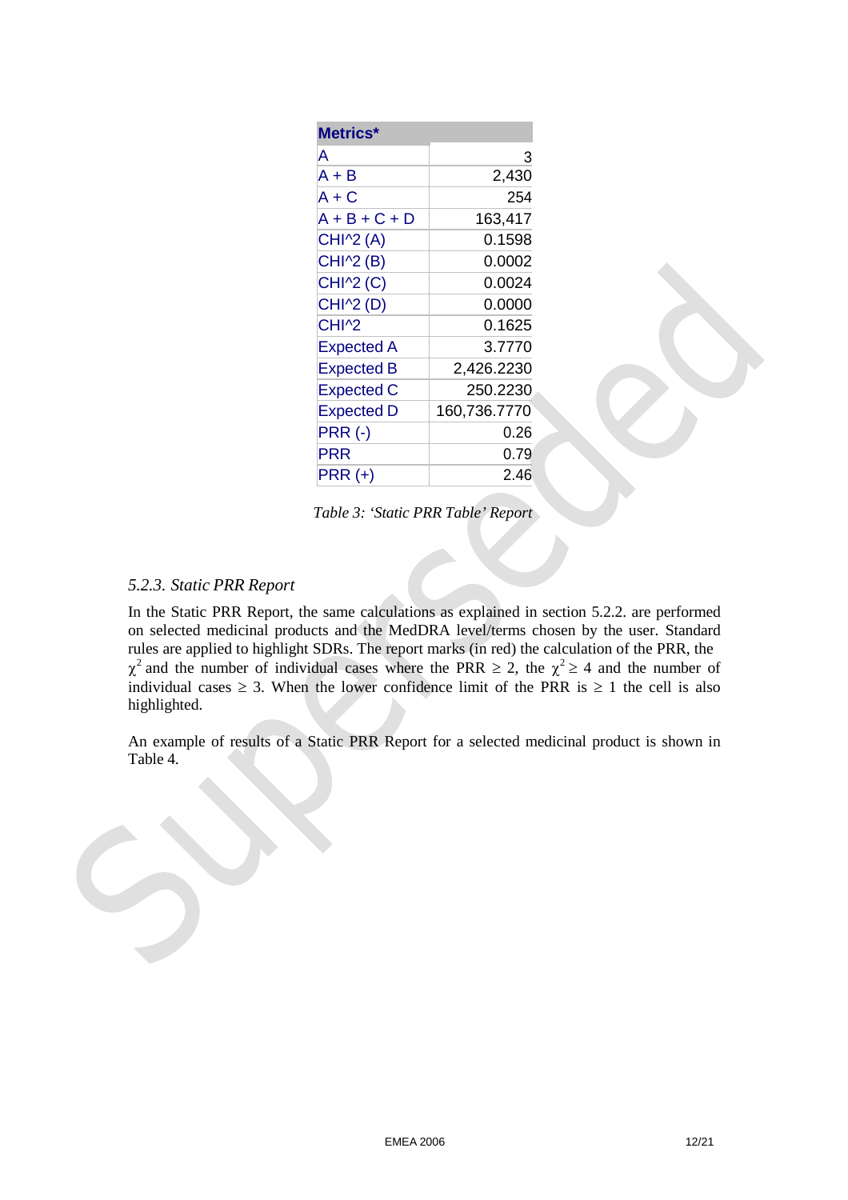| Metrics* | |
|---|---|
| A | 3 |
| A + B | 2,430 |
| A + C | 254 |
| A + B + C + D | 163,417 |
| CHI^2 (A) | 0.1598 |
| CHI^2 (B) | 0.0002 |
| CHI^2 (C) | 0.0024 |
| CHI^2 (D) | 0.0000 |
| CHI^2 | 0.1625 |
| Expected A | 3.7770 |
| Expected B | 2,426.2230 |
| Expected C | 250.2230 |
| Expected D | 160,736.7770 |
| PRR (-) | 0.26 |
| PRR | 0.79 |
| PRR (+) | 2.46 |

*Table 3: 'Static PRR Table' Report*

### *5.2.3. Static PRR Report*

In the Static PRR Report, the same calculations as explained in section 5.2.2. are performed on selected medicinal products and the MedDRA level/terms chosen by the user. Standard rules are applied to highlight SDRs. The report marks (in red) the calculation of the PRR, the $\chi^2$ and the number of individual cases where the PRR $\geq 2$, the $\chi^2 \geq 4$ and the number of individual cases $\geq 3$. When the lower confidence limit of the PRR is $\geq 1$ the cell is also highlighted.

An example of results of a Static PRR Report for a selected medicinal product is shown in Table 4.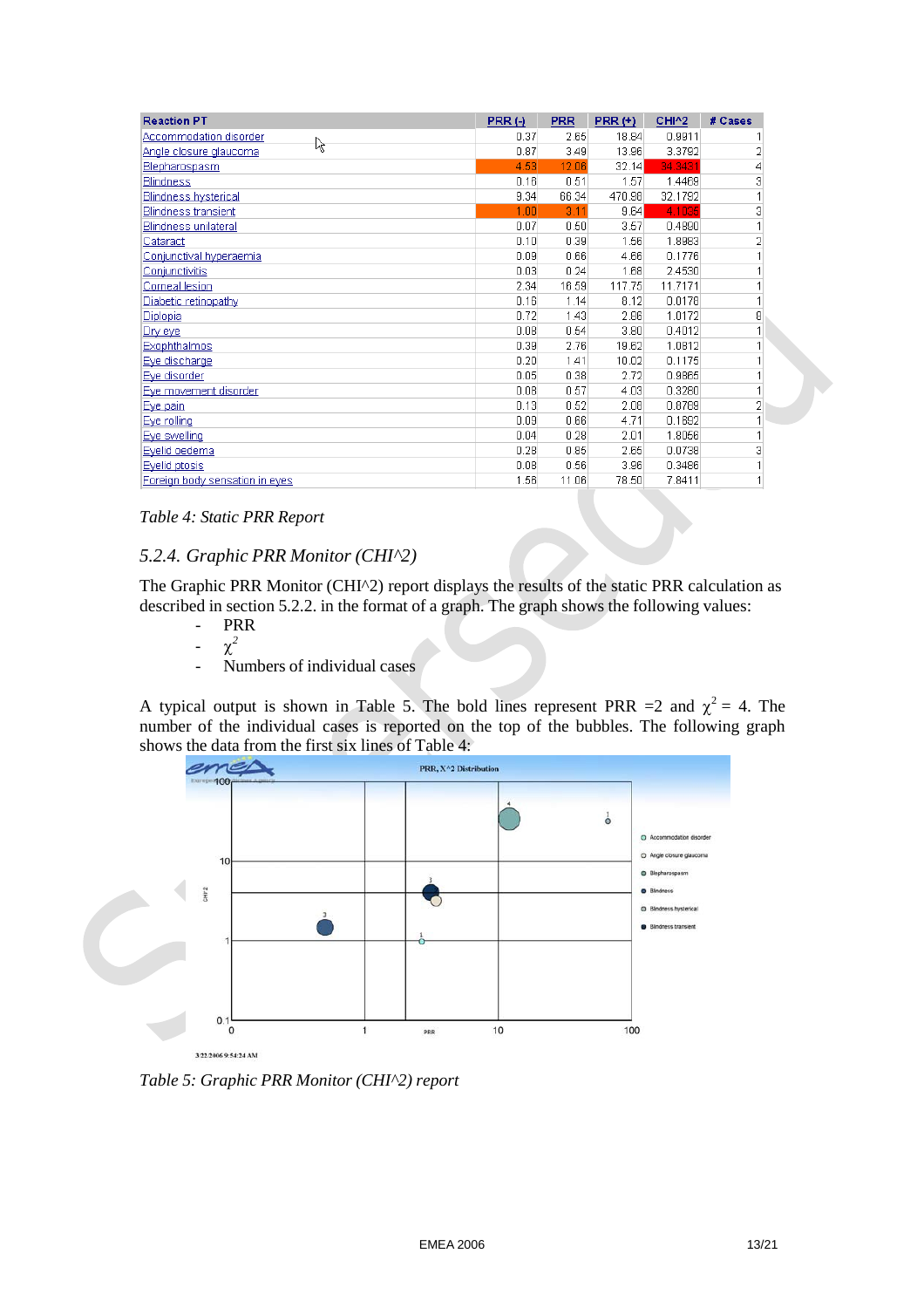| Reaction PT | PRR (-) | PRR | PRR (+) | CHI^2 | # Cases |
|---|---|---|---|---|---|
| Accommodation disorder | 0.37 | 2.65 | 18.84 | 0.9911 | 1 |
| Angle closure glaucoma | 0.87 | 3.49 | 13.96 | 3.3792 | 2 |
| Blepharospasm | 4.53 | 12.08 | 32.14 | 34.3431 | 4 |
| Blindness | 0.16 | 0.51 | 1.57 | 1.4469 | 3 |
| Blindness hysterical | 9.34 | 66.34 | 470.98 | 32.1792 | 1 |
| Blindness transient | 1.00 | 3.11 | 9.64 | 4.1036 | 3 |
| Blindness unilateral | 0.07 | 0.50 | 3.57 | 0.4890 | 1 |
| Cataract | 0.10 | 0.39 | 1.56 | 1.8963 | 2 |
| Conjunctival hyperaemia | 0.09 | 0.66 | 4.66 | 0.1776 | 1 |
| Conjunctivitis | 0.03 | 0.24 | 1.68 | 2.4530 | 1 |
| Corneal lesion | 2.34 | 16.59 | 117.75 | 11.7171 | 1 |
| Diabetic retinopathy | 0.16 | 1.14 | 8.12 | 0.0178 | 1 |
| Diplopia | 0.72 | 1.43 | 2.86 | 1.0172 | 8 |
| Dry eye | 0.08 | 0.54 | 3.80 | 0.4012 | 1 |
| Exophthalmos | 0.39 | 2.76 | 19.62 | 1.0812 | 1 |
| Eye discharge | 0.20 | 1.41 | 10.02 | 0.1175 | 1 |
| Eye disorder | 0.05 | 0.38 | 2.72 | 0.9865 | 1 |
| Eye movement disorder | 0.08 | 0.57 | 4.03 | 0.3280 | 1 |
| Eye pain | 0.13 | 0.52 | 2.08 | 0.8789 | 2 |
| Eye rolling | 0.09 | 0.66 | 4.71 | 0.1692 | 1 |
| Eye swelling | 0.04 | 0.28 | 2.01 | 1.8056 | 1 |
| Eyelid oedema | 0.28 | 0.85 | 2.65 | 0.0738 | 3 |
| Eyelid ptosis | 0.08 | 0.56 | 3.96 | 0.3486 | 1 |
| Foreign body sensation in eyes | 1.56 | 11.06 | 78.50 | 7.8411 | 1 |

*Table 4: Static PRR Report*

### *5.2.4. Graphic PRR Monitor (CHI^2)*

The Graphic PRR Monitor (CHI^2) report displays the results of the static PRR calculation as described in section 5.2.2. in the format of a graph. The graph shows the following values:

- PRR
- $\chi^2$
- Numbers of individual cases

A typical output is shown in Table 5. The bold lines represent PRR =2 and $\chi^2 = 4$. The number of the individual cases is reported on the top of the bubbles. The following graph shows the data from the first six lines of Table 4:

*Table 5: Graphic PRR Monitor (CHI^2) report*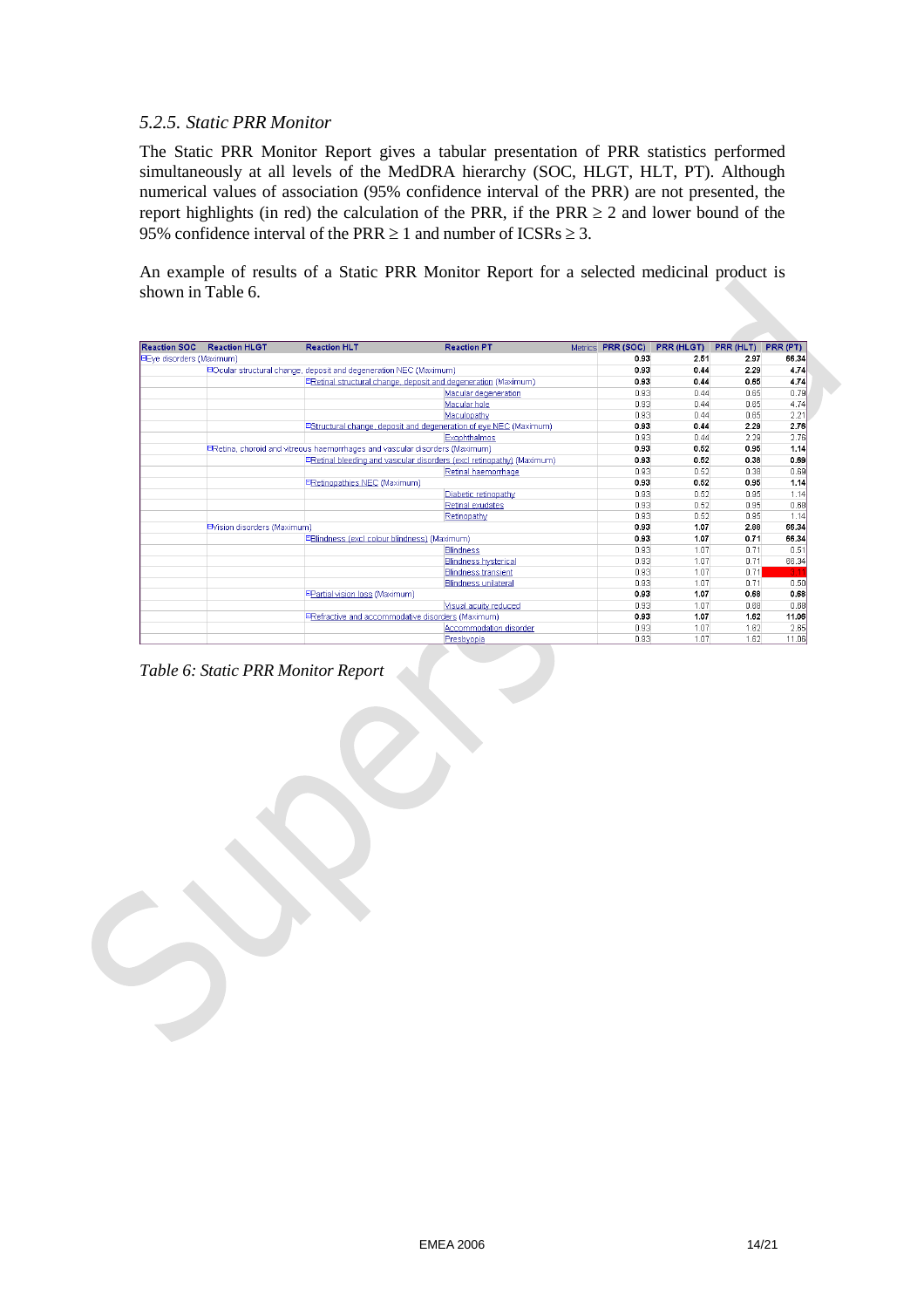### *5.2.5. Static PRR Monitor*

The Static PRR Monitor Report gives a tabular presentation of PRR statistics performed simultaneously at all levels of the MedDRA hierarchy (SOC, HLGT, HLT, PT). Although numerical values of association (95% confidence interval of the PRR) are not presented, the report highlights (in red) the calculation of the PRR, if the PRR $\geq$ 2 and lower bound of the 95% confidence interval of the PRR $\geq$ 1 and number of ICSRs $\geq$ 3.

An example of results of a Static PRR Monitor Report for a selected medicinal product is shown in Table 6.

| Reaction SOC | Reaction HLGT | Reaction HLT | Reaction PT | Metrics | PRR (SOC) | PRR (HLGT) | PRR (HLT) | PRR (PT) |
|---|---|---|---|---|---|---|---|---|
| ⊟Eye disorders (Maximum) | | | | | **0.93** | **2.51** | **2.97** | **66.34** |
| | ⊟Ocular structural change, deposit and degeneration NEC (Maximum) | | | | **0.93** | **0.44** | **2.29** | **4.74** |
| | | ⊟Retinal structural change, deposit and degeneration (Maximum) | | | **0.93** | **0.44** | **0.65** | **4.74** |
| | | | Macular degeneration | | 0.93 | 0.44 | 0.65 | 0.79 |
| | | | Macular hole | | 0.93 | 0.44 | 0.65 | 4.74 |
| | | | Maculopathy | | 0.93 | 0.44 | 0.65 | 2.21 |
| | | ⊟Structural change, deposit and degeneration of eye NEC (Maximum) | | | **0.93** | **0.44** | **2.29** | **2.76** |
| | | | Exophthalmos | | 0.93 | 0.44 | 2.29 | 2.76 |
| | ⊟Retina, choroid and vitreous haemorrhages and vascular disorders (Maximum) | | | | **0.93** | **0.52** | **0.95** | **1.14** |
| | | ⊟Retinal bleeding and vascular disorders (excl retinopathy) (Maximum) | | | **0.93** | **0.52** | **0.38** | **0.69** |
| | | | Retinal haemorrhage | | 0.93 | 0.52 | 0.38 | 0.69 |
| | | ⊟Retinopathies NEC (Maximum) | | | **0.93** | **0.52** | **0.95** | **1.14** |
| | | | Diabetic retinopathy | | 0.93 | 0.52 | 0.95 | 1.14 |
| | | | Retinal exudates | | 0.93 | 0.52 | 0.95 | 0.68 |
| | | | Retinopathy | | 0.93 | 0.52 | 0.95 | 1.14 |
| | ⊟Vision disorders (Maximum) | | | | **0.93** | **1.07** | **2.08** | **66.34** |
| | | ⊟Blindness (excl colour blindness) (Maximum) | | | **0.93** | **1.07** | **0.71** | **66.34** |
| | | | Blindness | | 0.93 | 1.07 | 0.71 | 0.51 |
| | | | Blindness hysterical | | 0.93 | 1.07 | 0.71 | 66.34 |
| | | | Blindness transient | | 0.93 | 1.07 | 0.71 | |
| | | | Blindness unilateral | | 0.93 | 1.07 | 0.71 | 0.50 |
| | | ⊟Partial vision loss (Maximum) | | | **0.93** | **1.07** | **0.68** | **0.68** |
| | | | Visual acuity reduced | | 0.93 | 1.07 | 0.68 | 0.68 |
| | | ⊟Refractive and accommodative disorders (Maximum) | | | **0.93** | **1.07** | **1.62** | **11.06** |
| | | | Accommodation disorder | | 0.93 | 1.07 | 1.62 | 2.85 |
| | | | Presbyopia | | 0.93 | 1.07 | 1.62 | 11.06 |

*Table 6: Static PRR Monitor Report*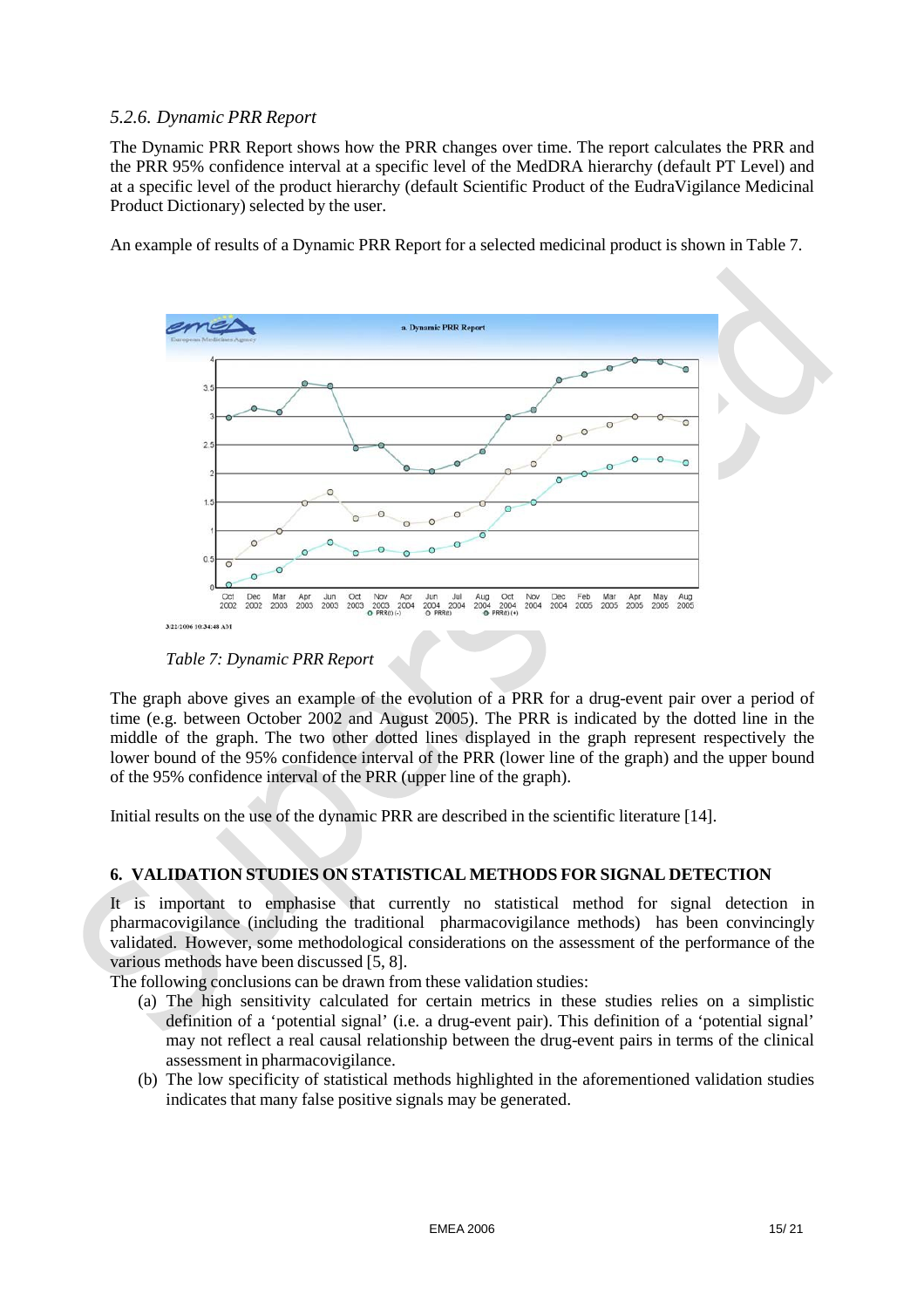### *5.2.6. Dynamic PRR Report*

The Dynamic PRR Report shows how the PRR changes over time. The report calculates the PRR and the PRR 95% confidence interval at a specific level of the MedDRA hierarchy (default PT Level) and at a specific level of the product hierarchy (default Scientific Product of the EudraVigilance Medicinal Product Dictionary) selected by the user.

An example of results of a Dynamic PRR Report for a selected medicinal product is shown in Table 7.

*Table 7: Dynamic PRR Report*

The graph above gives an example of the evolution of a PRR for a drug-event pair over a period of time (e.g. between October 2002 and August 2005). The PRR is indicated by the dotted line in the middle of the graph. The two other dotted lines displayed in the graph represent respectively the lower bound of the 95% confidence interval of the PRR (lower line of the graph) and the upper bound of the 95% confidence interval of the PRR (upper line of the graph).

Initial results on the use of the dynamic PRR are described in the scientific literature [14].

## 6. VALIDATION STUDIES ON STATISTICAL METHODS FOR SIGNAL DETECTION

It is important to emphasise that currently no statistical method for signal detection in pharmacovigilance (including the traditional pharmacovigilance methods) has been convincingly validated. However, some methodological considerations on the assessment of the performance of the various methods have been discussed [5, 8].

The following conclusions can be drawn from these validation studies:

(a) The high sensitivity calculated for certain metrics in these studies relies on a simplistic definition of a 'potential signal' (i.e. a drug-event pair). This definition of a 'potential signal' may not reflect a real causal relationship between the drug-event pairs in terms of the clinical assessment in pharmacovigilance.

(b) The low specificity of statistical methods highlighted in the aforementioned validation studies indicates that many false positive signals may be generated.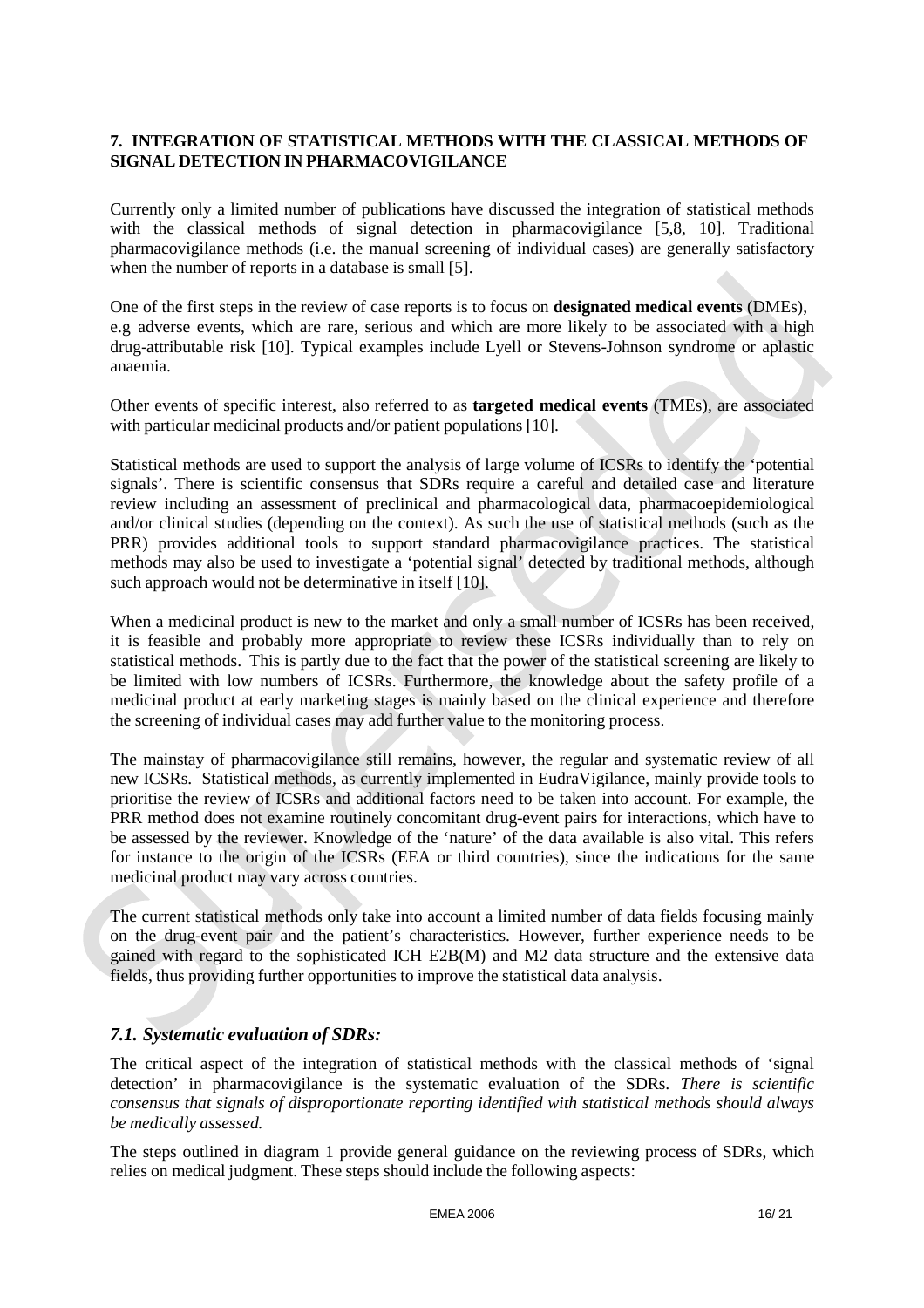## 7. INTEGRATION OF STATISTICAL METHODS WITH THE CLASSICAL METHODS OF SIGNAL DETECTION IN PHARMACOVIGILANCE

Currently only a limited number of publications have discussed the integration of statistical methods with the classical methods of signal detection in pharmacovigilance [5,8, 10]. Traditional pharmacovigilance methods (i.e. the manual screening of individual cases) are generally satisfactory when the number of reports in a database is small [5].

One of the first steps in the review of case reports is to focus on **designated medical events** (DMEs), e.g adverse events, which are rare, serious and which are more likely to be associated with a high drug-attributable risk [10]. Typical examples include Lyell or Stevens-Johnson syndrome or aplastic anaemia.

Other events of specific interest, also referred to as **targeted medical events** (TMEs), are associated with particular medicinal products and/or patient populations [10].

Statistical methods are used to support the analysis of large volume of ICSRs to identify the 'potential signals'. There is scientific consensus that SDRs require a careful and detailed case and literature review including an assessment of preclinical and pharmacological data, pharmacoepidemiological and/or clinical studies (depending on the context). As such the use of statistical methods (such as the PRR) provides additional tools to support standard pharmacovigilance practices. The statistical methods may also be used to investigate a 'potential signal' detected by traditional methods, although such approach would not be determinative in itself [10].

When a medicinal product is new to the market and only a small number of ICSRs has been received, it is feasible and probably more appropriate to review these ICSRs individually than to rely on statistical methods. This is partly due to the fact that the power of the statistical screening are likely to be limited with low numbers of ICSRs. Furthermore, the knowledge about the safety profile of a medicinal product at early marketing stages is mainly based on the clinical experience and therefore the screening of individual cases may add further value to the monitoring process.

The mainstay of pharmacovigilance still remains, however, the regular and systematic review of all new ICSRs. Statistical methods, as currently implemented in EudraVigilance, mainly provide tools to prioritise the review of ICSRs and additional factors need to be taken into account. For example, the PRR method does not examine routinely concomitant drug-event pairs for interactions, which have to be assessed by the reviewer. Knowledge of the 'nature' of the data available is also vital. This refers for instance to the origin of the ICSRs (EEA or third countries), since the indications for the same medicinal product may vary across countries.

The current statistical methods only take into account a limited number of data fields focusing mainly on the drug-event pair and the patient's characteristics. However, further experience needs to be gained with regard to the sophisticated ICH E2B(M) and M2 data structure and the extensive data fields, thus providing further opportunities to improve the statistical data analysis.

### *7.1. Systematic evaluation of SDRs:*

The critical aspect of the integration of statistical methods with the classical methods of 'signal detection' in pharmacovigilance is the systematic evaluation of the SDRs. *There is scientific consensus that signals of disproportionate reporting identified with statistical methods should always be medically assessed.*

The steps outlined in diagram 1 provide general guidance on the reviewing process of SDRs, which relies on medical judgment. These steps should include the following aspects: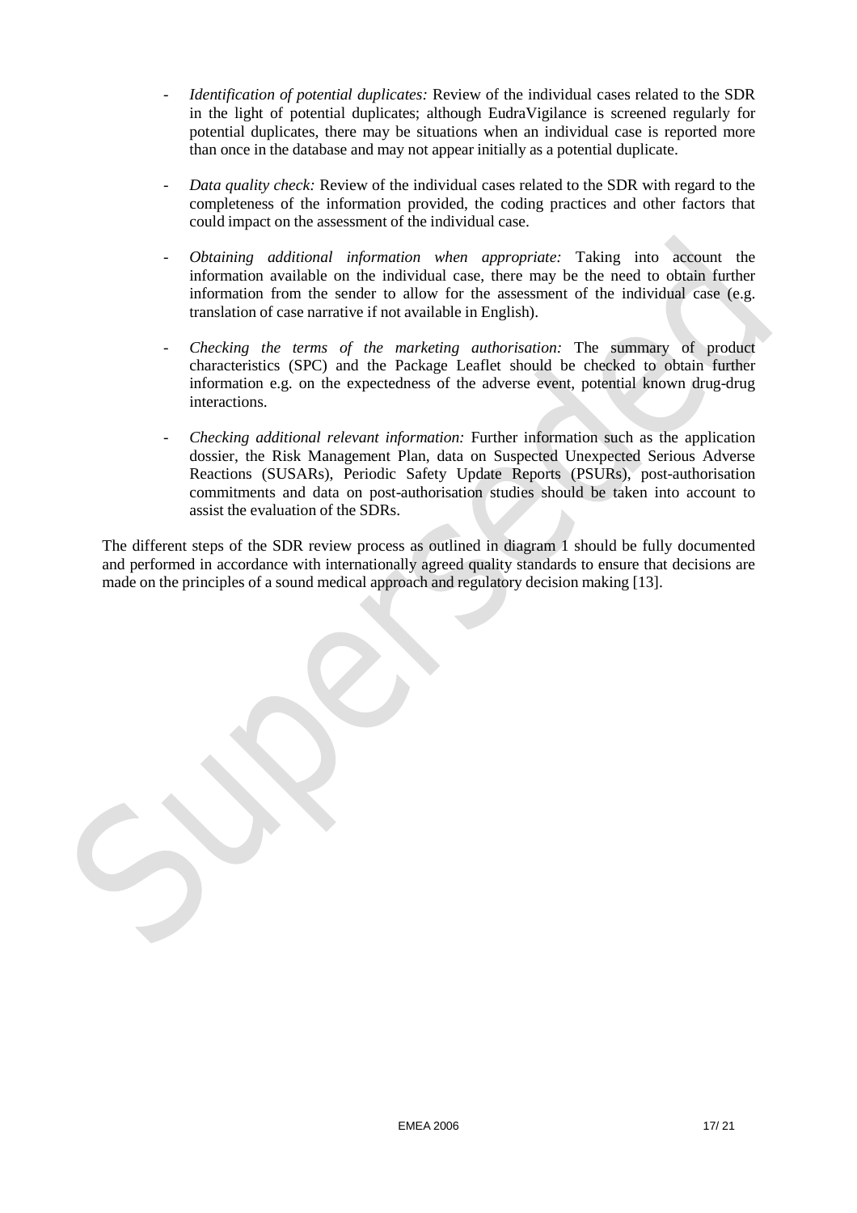- *Identification of potential duplicates:* Review of the individual cases related to the SDR in the light of potential duplicates; although EudraVigilance is screened regularly for potential duplicates, there may be situations when an individual case is reported more than once in the database and may not appear initially as a potential duplicate.

- *Data quality check:* Review of the individual cases related to the SDR with regard to the completeness of the information provided, the coding practices and other factors that could impact on the assessment of the individual case.

- *Obtaining additional information when appropriate:* Taking into account the information available on the individual case, there may be the need to obtain further information from the sender to allow for the assessment of the individual case (e.g. translation of case narrative if not available in English).

- *Checking the terms of the marketing authorisation:* The summary of product characteristics (SPC) and the Package Leaflet should be checked to obtain further information e.g. on the expectedness of the adverse event, potential known drug-drug interactions.

- *Checking additional relevant information:* Further information such as the application dossier, the Risk Management Plan, data on Suspected Unexpected Serious Adverse Reactions (SUSARs), Periodic Safety Update Reports (PSURs), post-authorisation commitments and data on post-authorisation studies should be taken into account to assist the evaluation of the SDRs.

The different steps of the SDR review process as outlined in diagram 1 should be fully documented and performed in accordance with internationally agreed quality standards to ensure that decisions are made on the principles of a sound medical approach and regulatory decision making [13].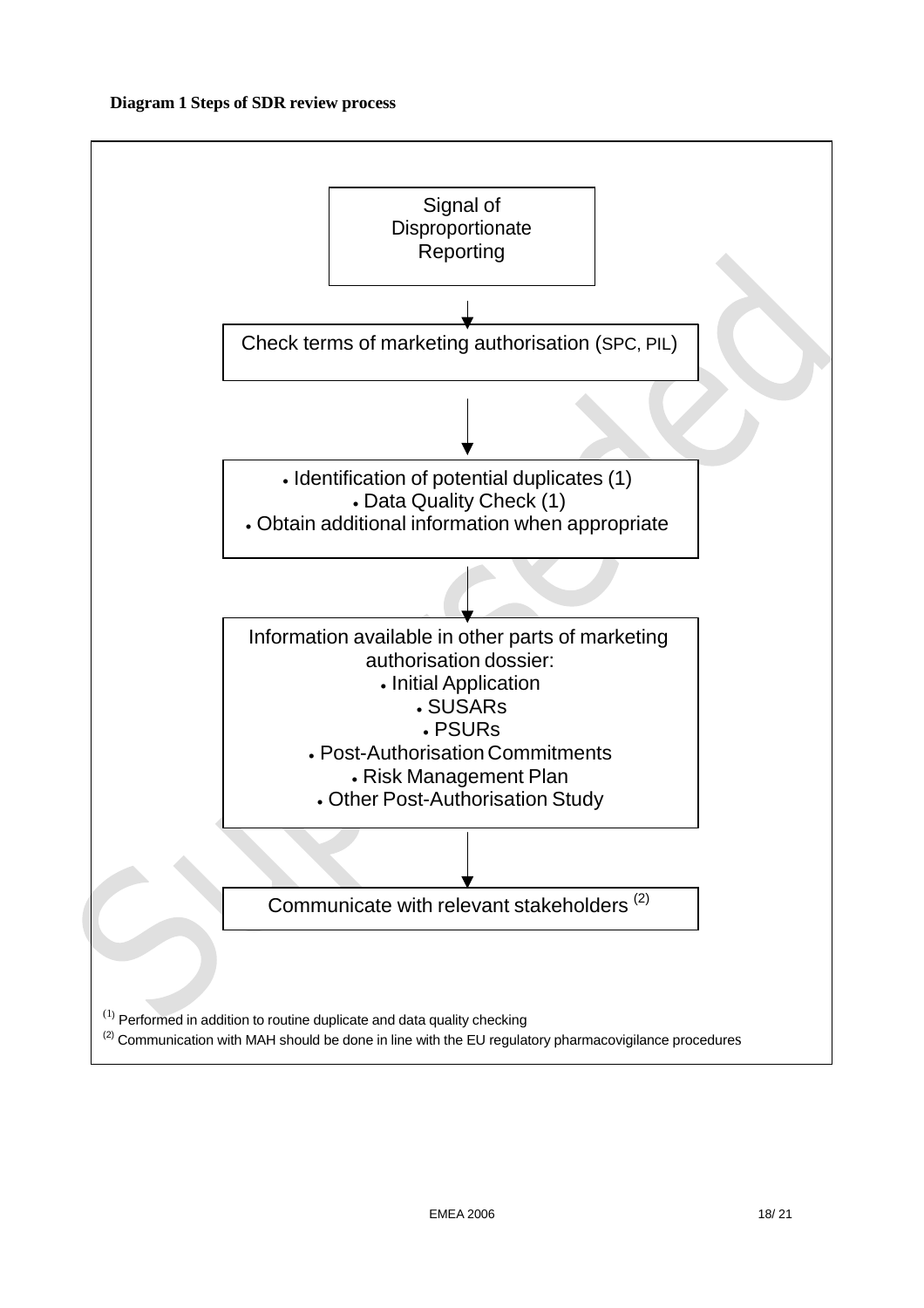**Diagram 1 Steps of SDR review process**

Signal of Disproportionate Reporting

↓

Check terms of marketing authorisation (SPC, PIL)

↓

- Identification of potential duplicates (1)
- Data Quality Check (1)
- Obtain additional information when appropriate

↓

Information available in other parts of marketing authorisation dossier:

- Initial Application
- SUSARs
- PSURs
- Post-Authorisation Commitments
- Risk Management Plan
- Other Post-Authorisation Study

↓

Communicate with relevant stakeholders [(2)]

[(1)] Performed in addition to routine duplicate and data quality checking

[(2)] Communication with MAH should be done in line with the EU regulatory pharmacovigilance procedures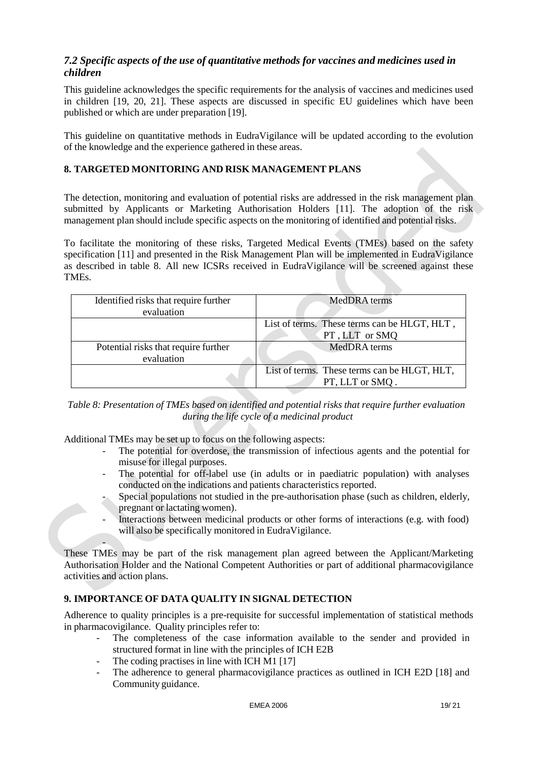### *7.2 Specific aspects of the use of quantitative methods for vaccines and medicines used in children*

This guideline acknowledges the specific requirements for the analysis of vaccines and medicines used in children [19, 20, 21]. These aspects are discussed in specific EU guidelines which have been published or which are under preparation [19].

This guideline on quantitative methods in EudraVigilance will be updated according to the evolution of the knowledge and the experience gathered in these areas.

## 8. TARGETED MONITORING AND RISK MANAGEMENT PLANS

The detection, monitoring and evaluation of potential risks are addressed in the risk management plan submitted by Applicants or Marketing Authorisation Holders [11]. The adoption of the risk management plan should include specific aspects on the monitoring of identified and potential risks.

To facilitate the monitoring of these risks, Targeted Medical Events (TMEs) based on the safety specification [11] and presented in the Risk Management Plan will be implemented in EudraVigilance as described in table 8. All new ICSRs received in EudraVigilance will be screened against these TMEs.

| Identified risks that require further evaluation | MedDRA terms |
|---|---|
| | List of terms. These terms can be HLGT, HLT , PT , LLT or SMQ |
| Potential risks that require further evaluation | MedDRA terms |
| | List of terms. These terms can be HLGT, HLT, PT, LLT or SMQ . |

*Table 8: Presentation of TMEs based on identified and potential risks that require further evaluation during the life cycle of a medicinal product*

Additional TMEs may be set up to focus on the following aspects:

- The potential for overdose, the transmission of infectious agents and the potential for misuse for illegal purposes.
- The potential for off-label use (in adults or in paediatric population) with analyses conducted on the indications and patients characteristics reported.
- Special populations not studied in the pre-authorisation phase (such as children, elderly, pregnant or lactating women).
- Interactions between medicinal products or other forms of interactions (e.g. with food) will also be specifically monitored in EudraVigilance.
-

These TMEs may be part of the risk management plan agreed between the Applicant/Marketing Authorisation Holder and the National Competent Authorities or part of additional pharmacovigilance activities and action plans.

## 9. IMPORTANCE OF DATA QUALITY IN SIGNAL DETECTION

Adherence to quality principles is a pre-requisite for successful implementation of statistical methods in pharmacovigilance. Quality principles refer to:

- The completeness of the case information available to the sender and provided in structured format in line with the principles of ICH E2B
- The coding practises in line with ICH M1 [17]
- The adherence to general pharmacovigilance practices as outlined in ICH E2D [18] and Community guidance.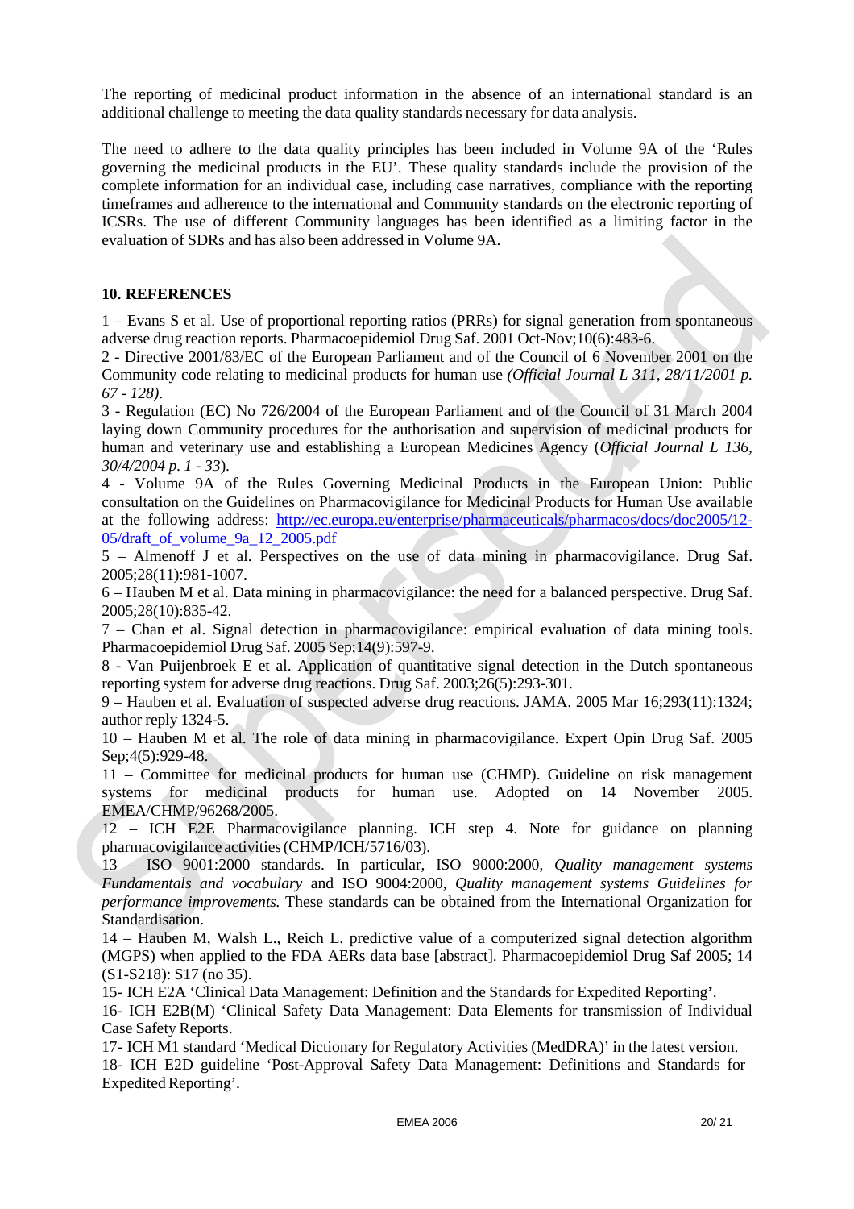The reporting of medicinal product information in the absence of an international standard is an additional challenge to meeting the data quality standards necessary for data analysis.

The need to adhere to the data quality principles has been included in Volume 9A of the 'Rules governing the medicinal products in the EU'. These quality standards include the provision of the complete information for an individual case, including case narratives, compliance with the reporting timeframes and adherence to the international and Community standards on the electronic reporting of ICSRs. The use of different Community languages has been identified as a limiting factor in the evaluation of SDRs and has also been addressed in Volume 9A.

## 10. REFERENCES

1 – Evans S et al. Use of proportional reporting ratios (PRRs) for signal generation from spontaneous adverse drug reaction reports. Pharmacoepidemiol Drug Saf. 2001 Oct-Nov;10(6):483-6.

2 - Directive 2001/83/EC of the European Parliament and of the Council of 6 November 2001 on the Community code relating to medicinal products for human use *(Official Journal L 311, 28/11/2001 p. 67 - 128)*.

3 - Regulation (EC) No 726/2004 of the European Parliament and of the Council of 31 March 2004 laying down Community procedures for the authorisation and supervision of medicinal products for human and veterinary use and establishing a European Medicines Agency (*Official Journal L 136, 30/4/2004 p. 1 - 33*).

4 - Volume 9A of the Rules Governing Medicinal Products in the European Union: Public consultation on the Guidelines on Pharmacovigilance for Medicinal Products for Human Use available at the following address: [http://ec.europa.eu/enterprise/pharmaceuticals/pharmacos/docs/doc2005/12-05/draft_of_volume_9a_12_2005.pdf](http://ec.europa.eu/enterprise/pharmaceuticals/pharmacos/docs/doc2005/12-05/draft_of_volume_9a_12_2005.pdf)

5 – Almenoff J et al. Perspectives on the use of data mining in pharmacovigilance. Drug Saf. 2005;28(11):981-1007.

6 – Hauben M et al. Data mining in pharmacovigilance: the need for a balanced perspective. Drug Saf. 2005;28(10):835-42.

7 – Chan et al. Signal detection in pharmacovigilance: empirical evaluation of data mining tools. Pharmacoepidemiol Drug Saf. 2005 Sep;14(9):597-9.

8 - Van Puijenbroek E et al. Application of quantitative signal detection in the Dutch spontaneous reporting system for adverse drug reactions. Drug Saf. 2003;26(5):293-301.

9 – Hauben et al. Evaluation of suspected adverse drug reactions. JAMA. 2005 Mar 16;293(11):1324; author reply 1324-5.

10 – Hauben M et al. The role of data mining in pharmacovigilance. Expert Opin Drug Saf. 2005 Sep;4(5):929-48.

11 – Committee for medicinal products for human use (CHMP). Guideline on risk management systems for medicinal products for human use. Adopted on 14 November 2005. EMEA/CHMP/96268/2005.

12 – ICH E2E Pharmacovigilance planning. ICH step 4. Note for guidance on planning pharmacovigilance activities (CHMP/ICH/5716/03).

13 – ISO 9001:2000 standards. In particular, ISO 9000:2000, *Quality management systems Fundamentals and vocabulary* and ISO 9004:2000, *Quality management systems Guidelines for performance improvements.* These standards can be obtained from the International Organization for Standardisation.

14 – Hauben M, Walsh L., Reich L. predictive value of a computerized signal detection algorithm (MGPS) when applied to the FDA AERs data base [abstract]. Pharmacoepidemiol Drug Saf 2005; 14 (S1-S218): S17 (no 35).

15- ICH E2A 'Clinical Data Management: Definition and the Standards for Expedited Reporting**'**.

16- ICH E2B(M) 'Clinical Safety Data Management: Data Elements for transmission of Individual Case Safety Reports.

17- ICH M1 standard 'Medical Dictionary for Regulatory Activities (MedDRA)' in the latest version.

18- ICH E2D guideline 'Post-Approval Safety Data Management: Definitions and Standards for Expedited Reporting'.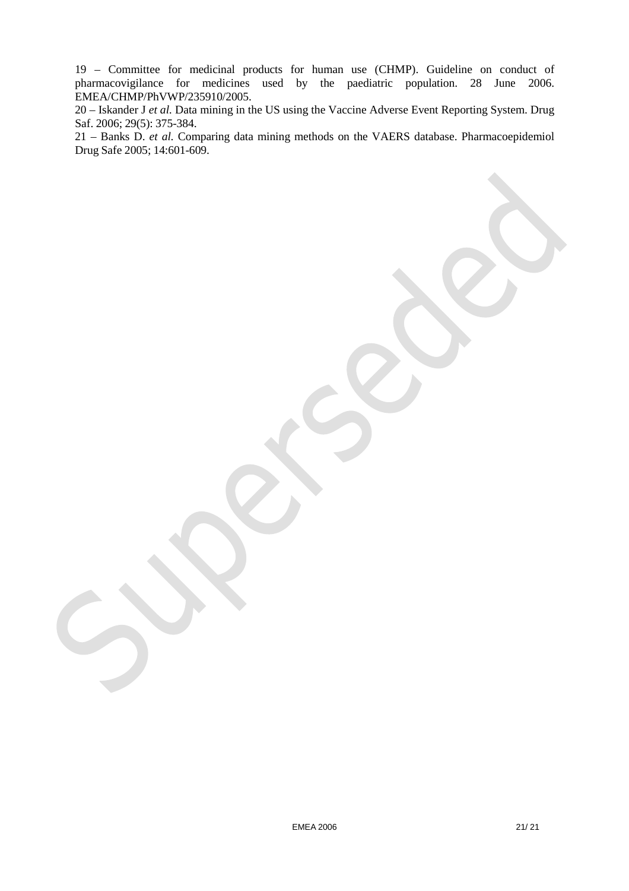19 – Committee for medicinal products for human use (CHMP). Guideline on conduct of pharmacovigilance for medicines used by the paediatric population. 28 June 2006. EMEA/CHMP/PhVWP/235910/2005.

20 – Iskander J *et al.* Data mining in the US using the Vaccine Adverse Event Reporting System. Drug Saf. 2006; 29(5): 375-384.

21 – Banks D. *et al.* Comparing data mining methods on the VAERS database. Pharmacoepidemiol Drug Safe 2005; 14:601-609.